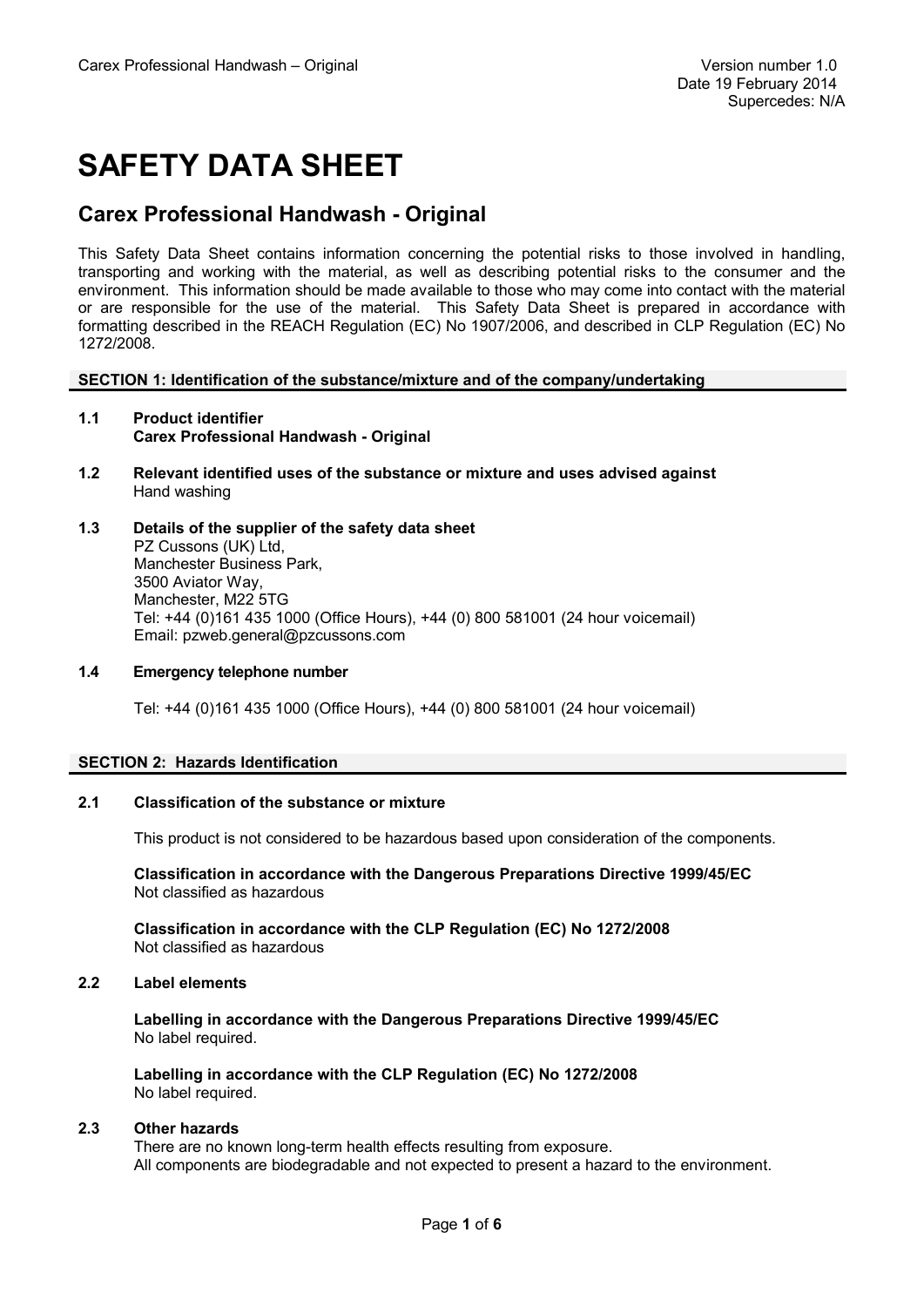# SAFETY DATA SHEET

## Carex Professional Handwash - Original

This Safety Data Sheet contains information concerning the potential risks to those involved in handling, transporting and working with the material, as well as describing potential risks to the consumer and the environment. This information should be made available to those who may come into contact with the material or are responsible for the use of the material. This Safety Data Sheet is prepared in accordance with formatting described in the REACH Regulation (EC) No 1907/2006, and described in CLP Regulation (EC) No 1272/2008.

### SECTION 1: Identification of the substance/mixture and of the company/undertaking

**1.1 Product identifier**
**Carex Professional Handwash - Original**

**1.2 Relevant identified uses of the substance or mixture and uses advised against**
Hand washing

**1.3 Details of the supplier of the safety data sheet**
PZ Cussons (UK) Ltd,
Manchester Business Park,
3500 Aviator Way,
Manchester, M22 5TG
Tel: +44 (0)161 435 1000 (Office Hours), +44 (0) 800 581001 (24 hour voicemail)
Email: pzweb.general@pzcussons.com

**1.4 Emergency telephone number**

Tel: +44 (0)161 435 1000 (Office Hours), +44 (0) 800 581001 (24 hour voicemail)

### SECTION 2: Hazards Identification

**2.1 Classification of the substance or mixture**

This product is not considered to be hazardous based upon consideration of the components.

**Classification in accordance with the Dangerous Preparations Directive 1999/45/EC**
Not classified as hazardous

**Classification in accordance with the CLP Regulation (EC) No 1272/2008**
Not classified as hazardous

**2.2 Label elements**

**Labelling in accordance with the Dangerous Preparations Directive 1999/45/EC**
No label required.

**Labelling in accordance with the CLP Regulation (EC) No 1272/2008**
No label required.

**2.3 Other hazards**
There are no known long-term health effects resulting from exposure.
All components are biodegradable and not expected to present a hazard to the environment.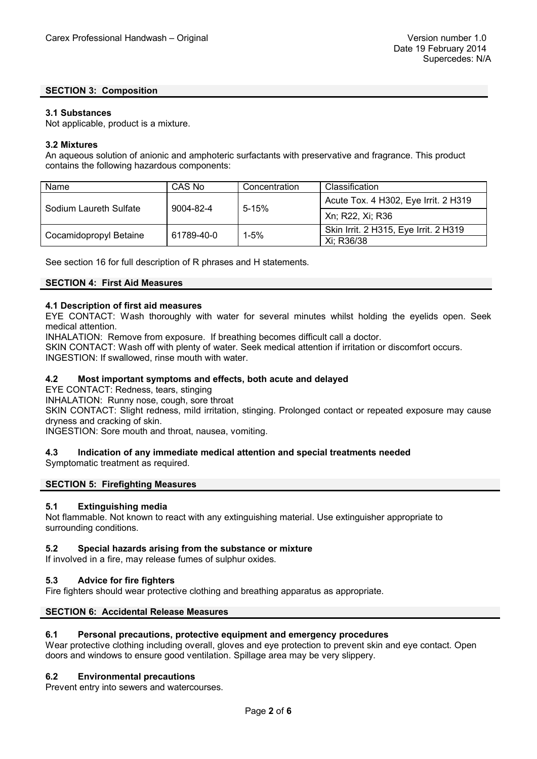## SECTION 3: Composition

### 3.1 Substances

Not applicable, product is a mixture.

### 3.2 Mixtures

An aqueous solution of anionic and amphoteric surfactants with preservative and fragrance. This product contains the following hazardous components:

| Name | CAS No | Concentration | Classification |
|---|---|---|---|
| Sodium Laureth Sulfate | 9004-82-4 | 5-15% | Acute Tox. 4 H302, Eye Irrit. 2 H319 |
| | | | Xn; R22, Xi; R36 |
| Cocamidopropyl Betaine | 61789-40-0 | 1-5% | Skin Irrit. 2 H315, Eye Irrit. 2 H319 |
| | | | Xi; R36/38 |

See section 16 for full description of R phrases and H statements.

## SECTION 4: First Aid Measures

### 4.1 Description of first aid measures

EYE CONTACT: Wash thoroughly with water for several minutes whilst holding the eyelids open. Seek medical attention.

INHALATION: Remove from exposure. If breathing becomes difficult call a doctor.

SKIN CONTACT: Wash off with plenty of water. Seek medical attention if irritation or discomfort occurs.

INGESTION: If swallowed, rinse mouth with water.

### 4.2 Most important symptoms and effects, both acute and delayed

EYE CONTACT: Redness, tears, stinging

INHALATION: Runny nose, cough, sore throat

SKIN CONTACT: Slight redness, mild irritation, stinging. Prolonged contact or repeated exposure may cause dryness and cracking of skin.

INGESTION: Sore mouth and throat, nausea, vomiting.

### 4.3 Indication of any immediate medical attention and special treatments needed

Symptomatic treatment as required.

## SECTION 5: Firefighting Measures

### 5.1 Extinguishing media

Not flammable. Not known to react with any extinguishing material. Use extinguisher appropriate to surrounding conditions.

### 5.2 Special hazards arising from the substance or mixture

If involved in a fire, may release fumes of sulphur oxides.

### 5.3 Advice for fire fighters

Fire fighters should wear protective clothing and breathing apparatus as appropriate.

## SECTION 6: Accidental Release Measures

### 6.1 Personal precautions, protective equipment and emergency procedures

Wear protective clothing including overall, gloves and eye protection to prevent skin and eye contact. Open doors and windows to ensure good ventilation. Spillage area may be very slippery.

### 6.2 Environmental precautions

Prevent entry into sewers and watercourses.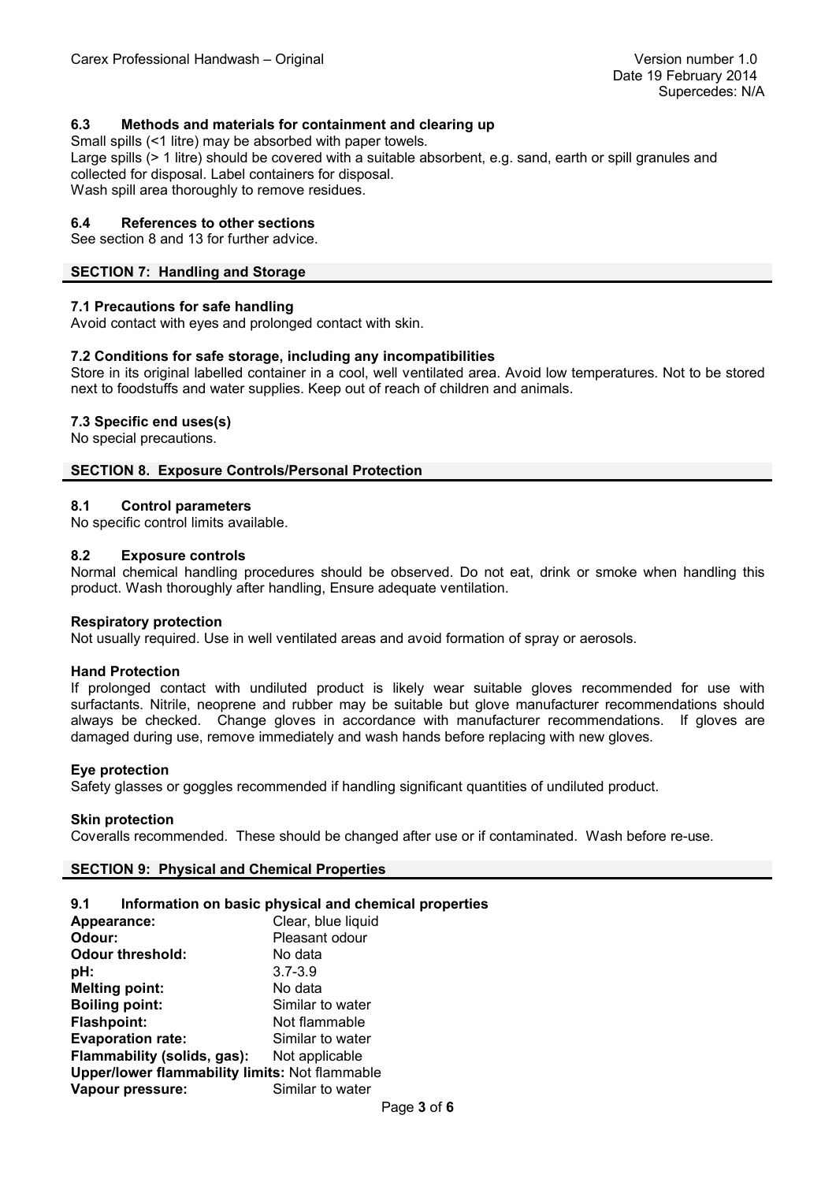### 6.3 Methods and materials for containment and clearing up

Small spills (<1 litre) may be absorbed with paper towels.
Large spills (> 1 litre) should be covered with a suitable absorbent, e.g. sand, earth or spill granules and collected for disposal. Label containers for disposal.
Wash spill area thoroughly to remove residues.

### 6.4 References to other sections

See section 8 and 13 for further advice.

## SECTION 7: Handling and Storage

### 7.1 Precautions for safe handling

Avoid contact with eyes and prolonged contact with skin.

### 7.2 Conditions for safe storage, including any incompatibilities

Store in its original labelled container in a cool, well ventilated area. Avoid low temperatures. Not to be stored next to foodstuffs and water supplies. Keep out of reach of children and animals.

### 7.3 Specific end uses(s)

No special precautions.

## SECTION 8. Exposure Controls/Personal Protection

### 8.1 Control parameters

No specific control limits available.

### 8.2 Exposure controls

Normal chemical handling procedures should be observed. Do not eat, drink or smoke when handling this product. Wash thoroughly after handling, Ensure adequate ventilation.

**Respiratory protection**

Not usually required. Use in well ventilated areas and avoid formation of spray or aerosols.

**Hand Protection**

If prolonged contact with undiluted product is likely wear suitable gloves recommended for use with surfactants. Nitrile, neoprene and rubber may be suitable but glove manufacturer recommendations should always be checked. Change gloves in accordance with manufacturer recommendations. If gloves are damaged during use, remove immediately and wash hands before replacing with new gloves.

**Eye protection**

Safety glasses or goggles recommended if handling significant quantities of undiluted product.

**Skin protection**

Coveralls recommended. These should be changed after use or if contaminated. Wash before re-use.

## SECTION 9: Physical and Chemical Properties

### 9.1 Information on basic physical and chemical properties

**Appearance:** Clear, blue liquid
**Odour:** Pleasant odour
**Odour threshold:** No data
**pH:** 3.7-3.9
**Melting point:** No data
**Boiling point:** Similar to water
**Flashpoint:** Not flammable
**Evaporation rate:** Similar to water
**Flammability (solids, gas):** Not applicable
**Upper/lower flammability limits:** Not flammable
**Vapour pressure:** Similar to water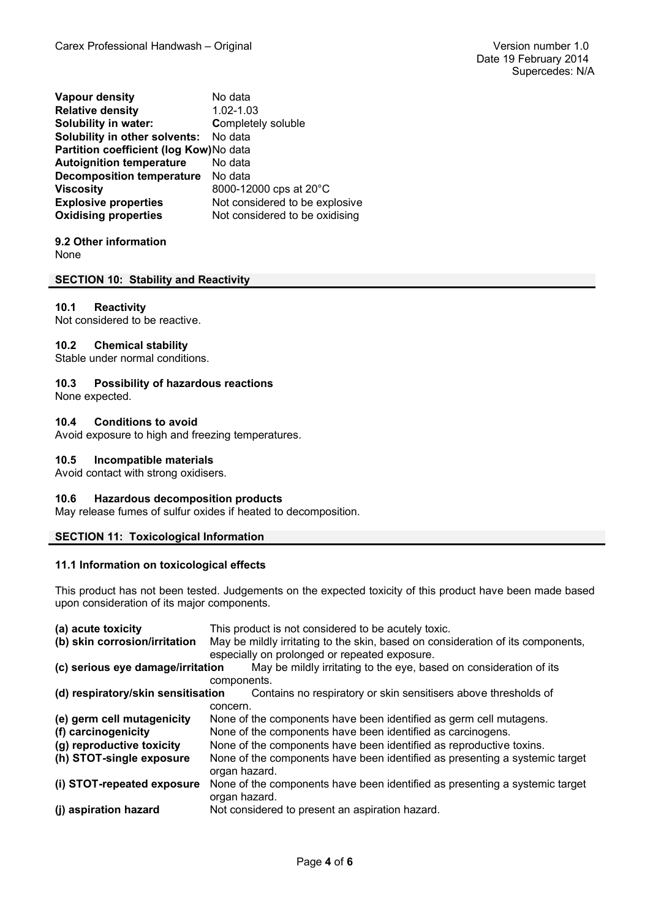| | |
|---|---|
| **Vapour density** | No data |
| **Relative density** | 1.02-1.03 |
| **Solubility in water:** | **C**ompletely soluble |
| **Solubility in other solvents:** | No data |
| **Partition coefficient (log Kow)** | No data |
| **Autoignition temperature** | No data |
| **Decomposition temperature** | No data |
| **Viscosity** | 8000-12000 cps at 20°C |
| **Explosive properties** | Not considered to be explosive |
| **Oxidising properties** | Not considered to be oxidising |

**9.2 Other information**

None

## SECTION 10: Stability and Reactivity

### 10.1 Reactivity

Not considered to be reactive.

### 10.2 Chemical stability

Stable under normal conditions.

### 10.3 Possibility of hazardous reactions

None expected.

### 10.4 Conditions to avoid

Avoid exposure to high and freezing temperatures.

### 10.5 Incompatible materials

Avoid contact with strong oxidisers.

### 10.6 Hazardous decomposition products

May release fumes of sulfur oxides if heated to decomposition.

## SECTION 11: Toxicological Information

### 11.1 Information on toxicological effects

This product has not been tested. Judgements on the expected toxicity of this product have been made based upon consideration of its major components.

| | |
|---|---|
| **(a) acute toxicity** | This product is not considered to be acutely toxic. |
| **(b) skin corrosion/irritation** | May be mildly irritating to the skin, based on consideration of its components, especially on prolonged or repeated exposure. |
| **(c) serious eye damage/irritation** | May be mildly irritating to the eye, based on consideration of its components. |
| **(d) respiratory/skin sensitisation** | Contains no respiratory or skin sensitisers above thresholds of concern. |
| **(e) germ cell mutagenicity** | None of the components have been identified as germ cell mutagens. |
| **(f) carcinogenicity** | None of the components have been identified as carcinogens. |
| **(g) reproductive toxicity** | None of the components have been identified as reproductive toxins. |
| **(h) STOT-single exposure** | None of the components have been identified as presenting a systemic target organ hazard. |
| **(i) STOT-repeated exposure** | None of the components have been identified as presenting a systemic target organ hazard. |
| **(j) aspiration hazard** | Not considered to present an aspiration hazard. |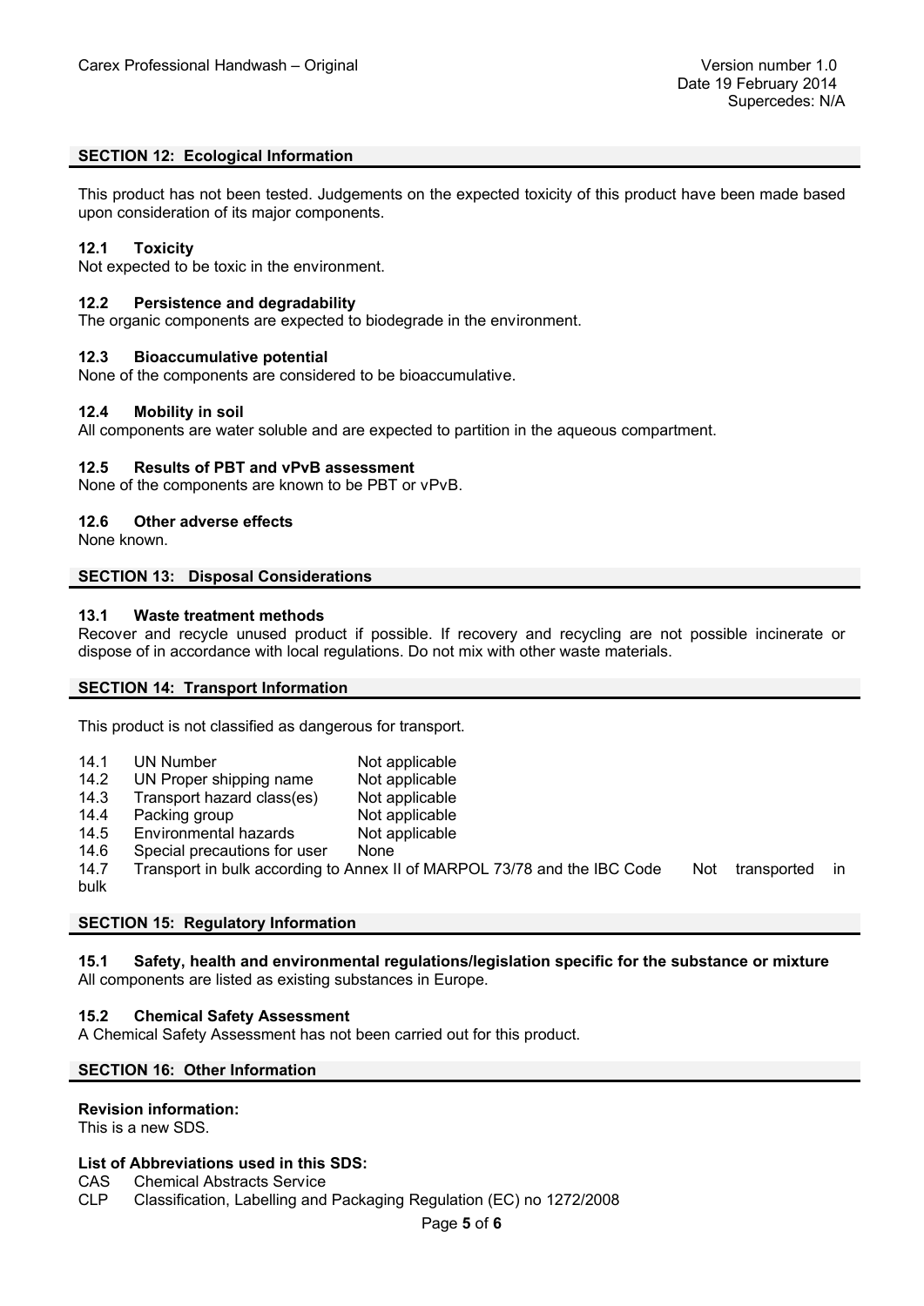## SECTION 12: Ecological Information

This product has not been tested. Judgements on the expected toxicity of this product have been made based upon consideration of its major components.

### 12.1 Toxicity

Not expected to be toxic in the environment.

### 12.2 Persistence and degradability

The organic components are expected to biodegrade in the environment.

### 12.3 Bioaccumulative potential

None of the components are considered to be bioaccumulative.

### 12.4 Mobility in soil

All components are water soluble and are expected to partition in the aqueous compartment.

### 12.5 Results of PBT and vPvB assessment

None of the components are known to be PBT or vPvB.

### 12.6 Other adverse effects

None known.

## SECTION 13: Disposal Considerations

### 13.1 Waste treatment methods

Recover and recycle unused product if possible. If recovery and recycling are not possible incinerate or dispose of in accordance with local regulations. Do not mix with other waste materials.

## SECTION 14: Transport Information

This product is not classified as dangerous for transport.

| | | |
|---|---|---|
| 14.1 | UN Number | Not applicable |
| 14.2 | UN Proper shipping name | Not applicable |
| 14.3 | Transport hazard class(es) | Not applicable |
| 14.4 | Packing group | Not applicable |
| 14.5 | Environmental hazards | Not applicable |
| 14.6 | Special precautions for user | None |
| 14.7 | Transport in bulk according to Annex II of MARPOL 73/78 and the IBC Code | Not transported in bulk |

## SECTION 15: Regulatory Information

### 15.1 Safety, health and environmental regulations/legislation specific for the substance or mixture

All components are listed as existing substances in Europe.

### 15.2 Chemical Safety Assessment

A Chemical Safety Assessment has not been carried out for this product.

## SECTION 16: Other Information

**Revision information:**

This is a new SDS.

**List of Abbreviations used in this SDS:**

CAS Chemical Abstracts Service

CLP Classification, Labelling and Packaging Regulation (EC) no 1272/2008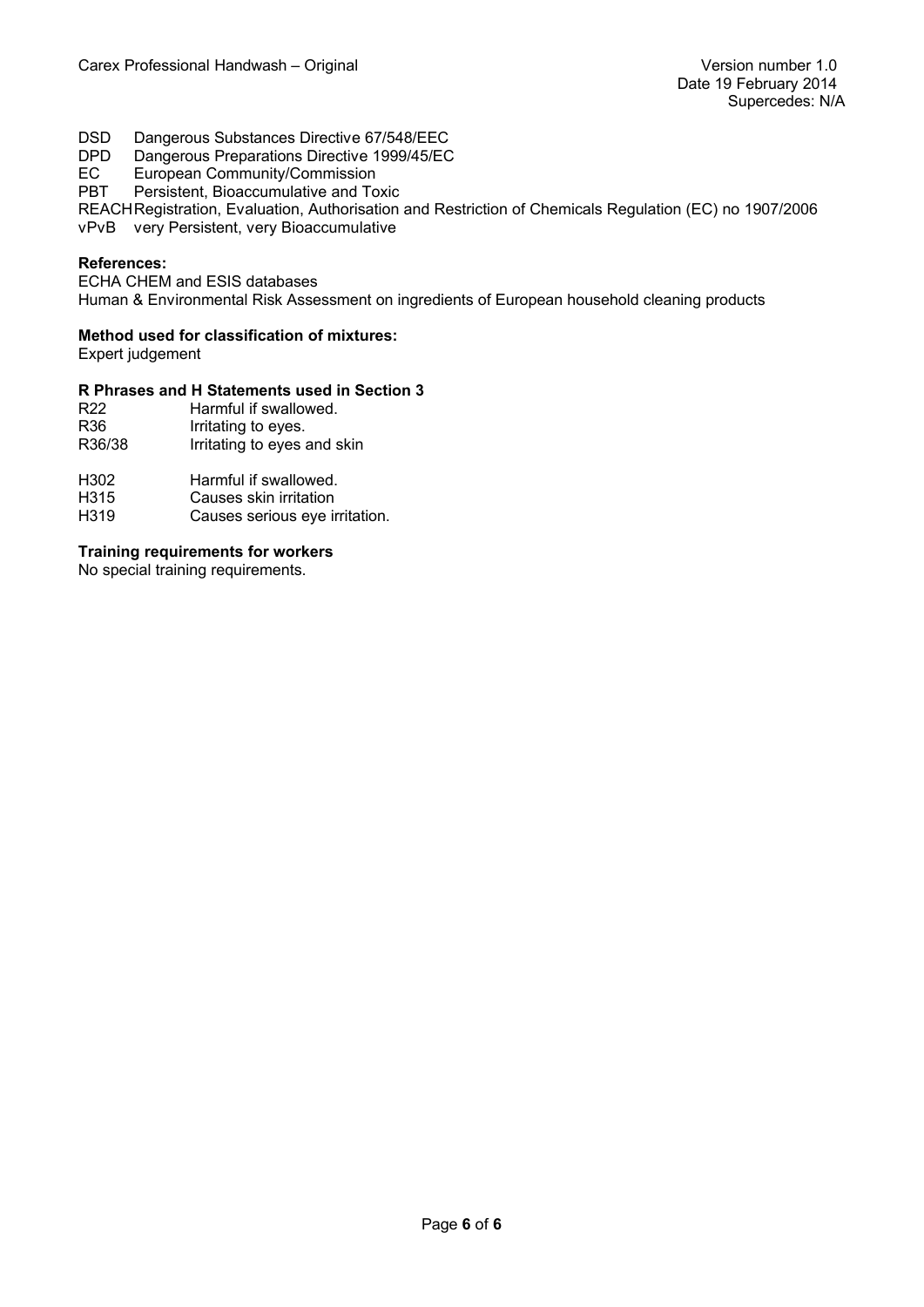DSD Dangerous Substances Directive 67/548/EEC
DPD Dangerous Preparations Directive 1999/45/EC
EC European Community/Commission
PBT Persistent, Bioaccumulative and Toxic
REACH Registration, Evaluation, Authorisation and Restriction of Chemicals Regulation (EC) no 1907/2006
vPvB very Persistent, very Bioaccumulative

**References:**
ECHA CHEM and ESIS databases
Human & Environmental Risk Assessment on ingredients of European household cleaning products

**Method used for classification of mixtures:**
Expert judgement

**R Phrases and H Statements used in Section 3**

| | |
|---|---|
| R22 | Harmful if swallowed. |
| R36 | Irritating to eyes. |
| R36/38 | Irritating to eyes and skin |
| H302 | Harmful if swallowed. |
| H315 | Causes skin irritation |
| H319 | Causes serious eye irritation. |

**Training requirements for workers**
No special training requirements.